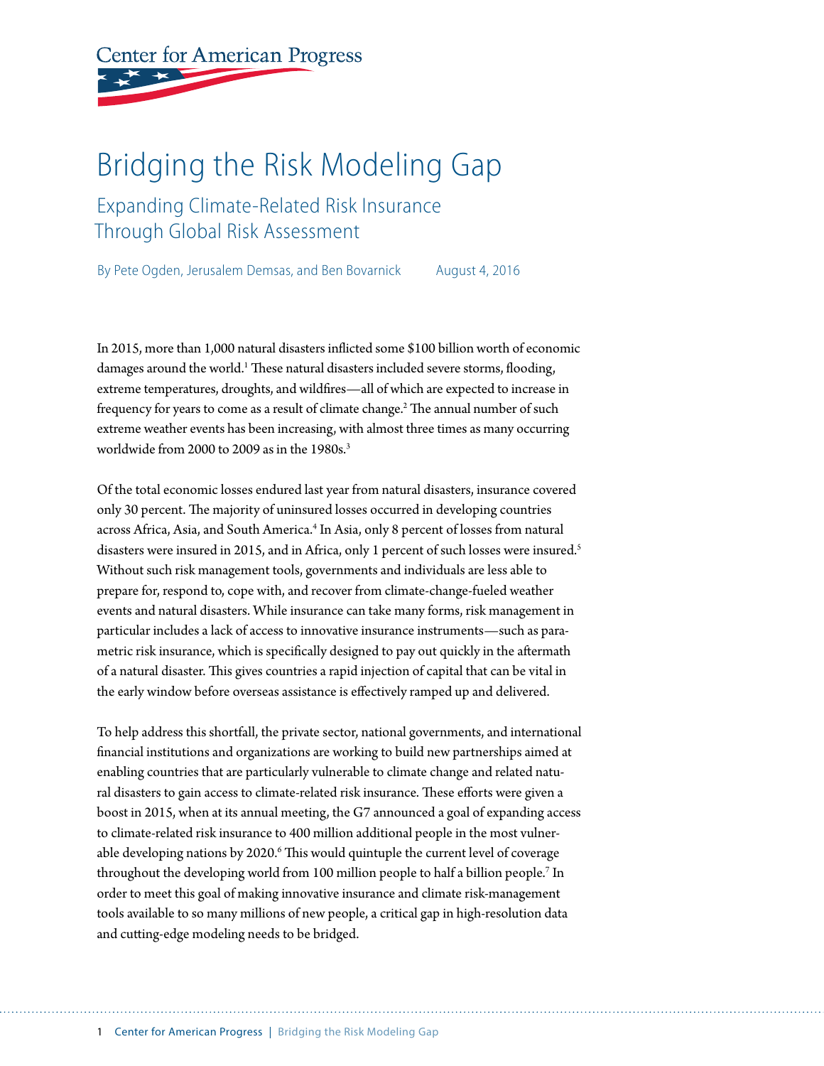Center for American Progress

# Bridging the Risk Modeling Gap

## Expanding Climate-Related Risk Insurance Through Global Risk Assessment

By Pete Ogden, Jerusalem Demsas, and Ben Bovarnick August 4, 2016

In 2015, more than 1,000 natural disasters inflicted some $100 billion worth of economic damages around the world.[1] These natural disasters included severe storms, flooding, extreme temperatures, droughts, and wildfires—all of which are expected to increase in frequency for years to come as a result of climate change.[2] The annual number of such extreme weather events has been increasing, with almost three times as many occurring worldwide from 2000 to 2009 as in the 1980s.[3]

Of the total economic losses endured last year from natural disasters, insurance covered only 30 percent. The majority of uninsured losses occurred in developing countries across Africa, Asia, and South America.[4] In Asia, only 8 percent of losses from natural disasters were insured in 2015, and in Africa, only 1 percent of such losses were insured.[5] Without such risk management tools, governments and individuals are less able to prepare for, respond to, cope with, and recover from climate-change-fueled weather events and natural disasters. While insurance can take many forms, risk management in particular includes a lack of access to innovative insurance instruments—such as parametric risk insurance, which is specifically designed to pay out quickly in the aftermath of a natural disaster. This gives countries a rapid injection of capital that can be vital in the early window before overseas assistance is effectively ramped up and delivered.

To help address this shortfall, the private sector, national governments, and international financial institutions and organizations are working to build new partnerships aimed at enabling countries that are particularly vulnerable to climate change and related natural disasters to gain access to climate-related risk insurance. These efforts were given a boost in 2015, when at its annual meeting, the G7 announced a goal of expanding access to climate-related risk insurance to 400 million additional people in the most vulnerable developing nations by 2020.[6] This would quintuple the current level of coverage throughout the developing world from 100 million people to half a billion people.[7] In order to meet this goal of making innovative insurance and climate risk-management tools available to so many millions of new people, a critical gap in high-resolution data and cutting-edge modeling needs to be bridged.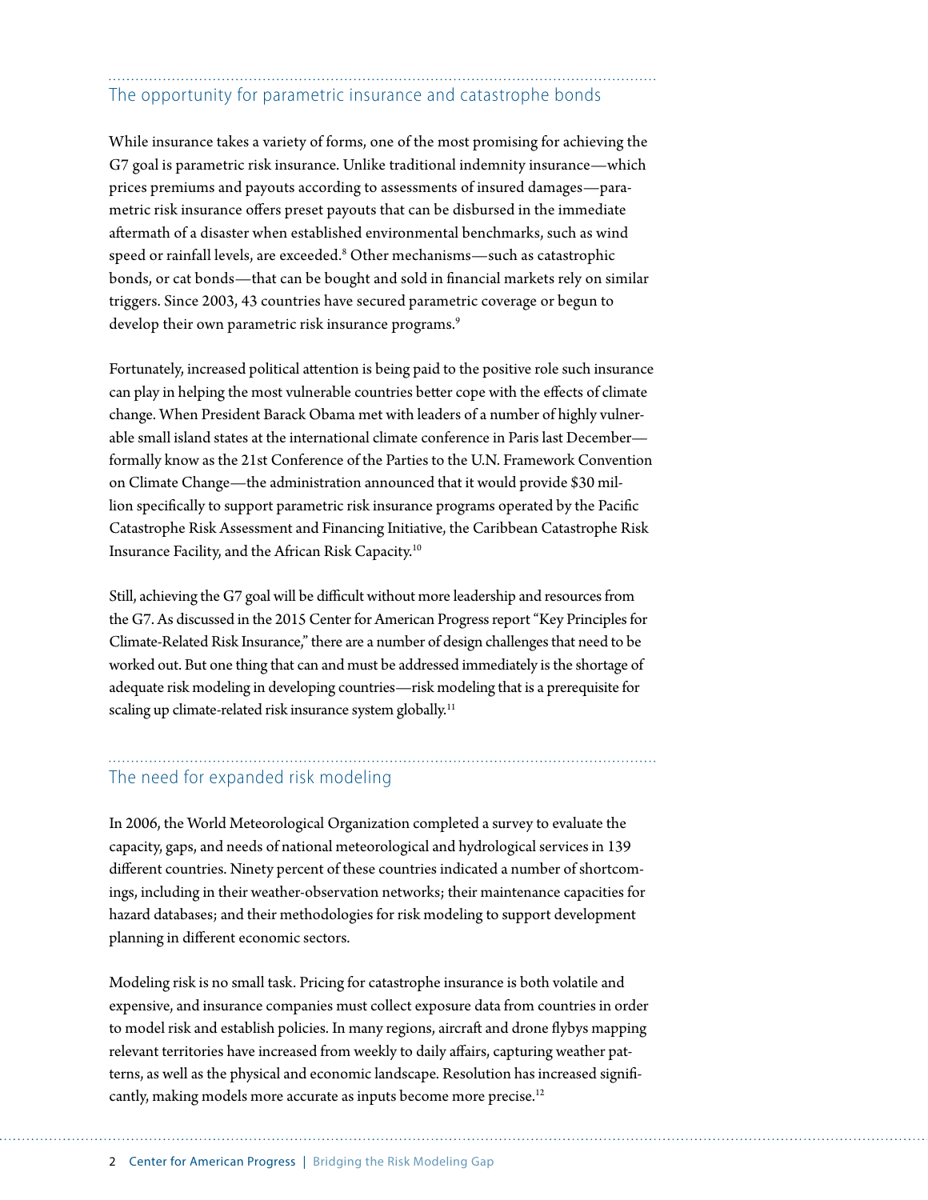## The opportunity for parametric insurance and catastrophe bonds

While insurance takes a variety of forms, one of the most promising for achieving the G7 goal is parametric risk insurance. Unlike traditional indemnity insurance—which prices premiums and payouts according to assessments of insured damages—parametric risk insurance offers preset payouts that can be disbursed in the immediate aftermath of a disaster when established environmental benchmarks, such as wind speed or rainfall levels, are exceeded.[8] Other mechanisms—such as catastrophic bonds, or cat bonds—that can be bought and sold in financial markets rely on similar triggers. Since 2003, 43 countries have secured parametric coverage or begun to develop their own parametric risk insurance programs.[9]

Fortunately, increased political attention is being paid to the positive role such insurance can play in helping the most vulnerable countries better cope with the effects of climate change. When President Barack Obama met with leaders of a number of highly vulnerable small island states at the international climate conference in Paris last December—formally know as the 21st Conference of the Parties to the U.N. Framework Convention on Climate Change—the administration announced that it would provide $30 million specifically to support parametric risk insurance programs operated by the Pacific Catastrophe Risk Assessment and Financing Initiative, the Caribbean Catastrophe Risk Insurance Facility, and the African Risk Capacity.[10]

Still, achieving the G7 goal will be difficult without more leadership and resources from the G7. As discussed in the 2015 Center for American Progress report "Key Principles for Climate-Related Risk Insurance," there are a number of design challenges that need to be worked out. But one thing that can and must be addressed immediately is the shortage of adequate risk modeling in developing countries—risk modeling that is a prerequisite for scaling up climate-related risk insurance system globally.[11]

## The need for expanded risk modeling

In 2006, the World Meteorological Organization completed a survey to evaluate the capacity, gaps, and needs of national meteorological and hydrological services in 139 different countries. Ninety percent of these countries indicated a number of shortcomings, including in their weather-observation networks; their maintenance capacities for hazard databases; and their methodologies for risk modeling to support development planning in different economic sectors.

Modeling risk is no small task. Pricing for catastrophe insurance is both volatile and expensive, and insurance companies must collect exposure data from countries in order to model risk and establish policies. In many regions, aircraft and drone flybys mapping relevant territories have increased from weekly to daily affairs, capturing weather patterns, as well as the physical and economic landscape. Resolution has increased significantly, making models more accurate as inputs become more precise.[12]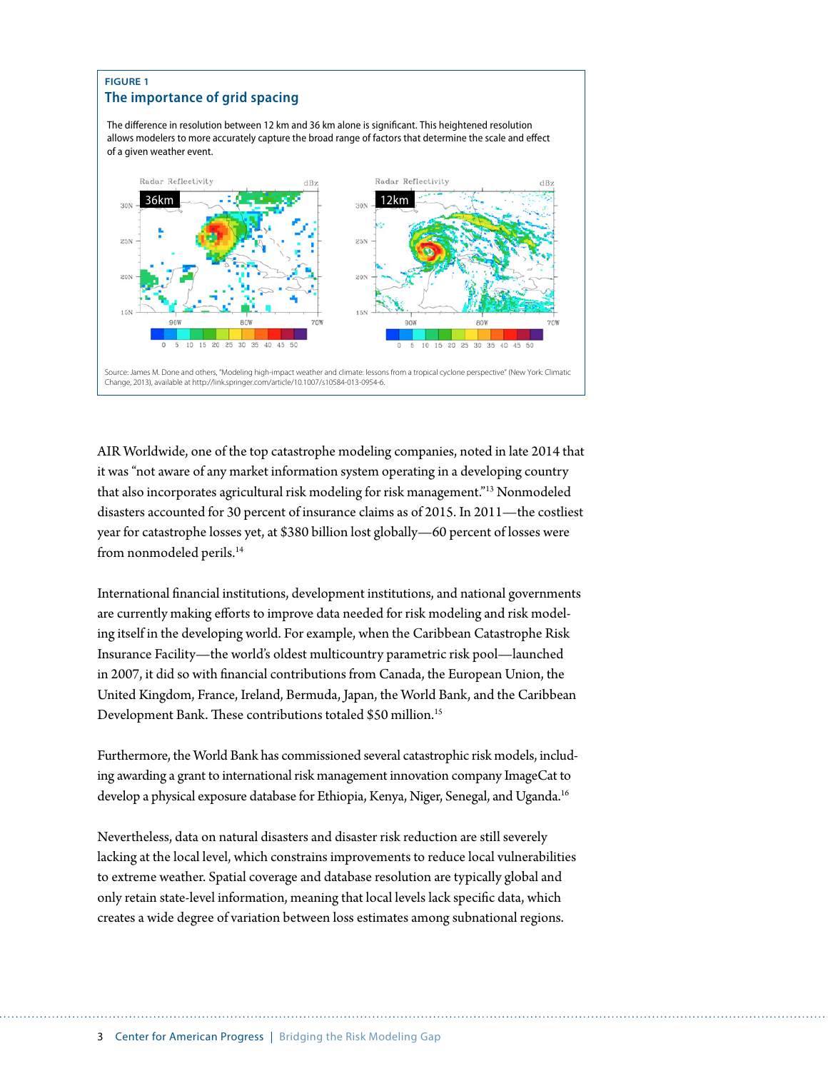FIGURE 1

### The importance of grid spacing

The difference in resolution between 12 km and 36 km alone is significant. This heightened resolution allows modelers to more accurately capture the broad range of factors that determine the scale and effect of a given weather event.

Source: James M. Done and others, "Modeling high-impact weather and climate: lessons from a tropical cyclone perspective" (New York: Climatic Change, 2013), available at http://link.springer.com/article/10.1007/s10584-013-0954-6.

AIR Worldwide, one of the top catastrophe modeling companies, noted in late 2014 that it was "not aware of any market information system operating in a developing country that also incorporates agricultural risk modeling for risk management."[13] Nonmodeled disasters accounted for 30 percent of insurance claims as of 2015. In 2011—the costliest year for catastrophe losses yet, at $380 billion lost globally—60 percent of losses were from nonmodeled perils.[14]

International financial institutions, development institutions, and national governments are currently making efforts to improve data needed for risk modeling and risk modeling itself in the developing world. For example, when the Caribbean Catastrophe Risk Insurance Facility—the world's oldest multicountry parametric risk pool—launched in 2007, it did so with financial contributions from Canada, the European Union, the United Kingdom, France, Ireland, Bermuda, Japan, the World Bank, and the Caribbean Development Bank. These contributions totaled $50 million.[15]

Furthermore, the World Bank has commissioned several catastrophic risk models, including awarding a grant to international risk management innovation company ImageCat to develop a physical exposure database for Ethiopia, Kenya, Niger, Senegal, and Uganda.[16]

Nevertheless, data on natural disasters and disaster risk reduction are still severely lacking at the local level, which constrains improvements to reduce local vulnerabilities to extreme weather. Spatial coverage and database resolution are typically global and only retain state-level information, meaning that local levels lack specific data, which creates a wide degree of variation between loss estimates among subnational regions.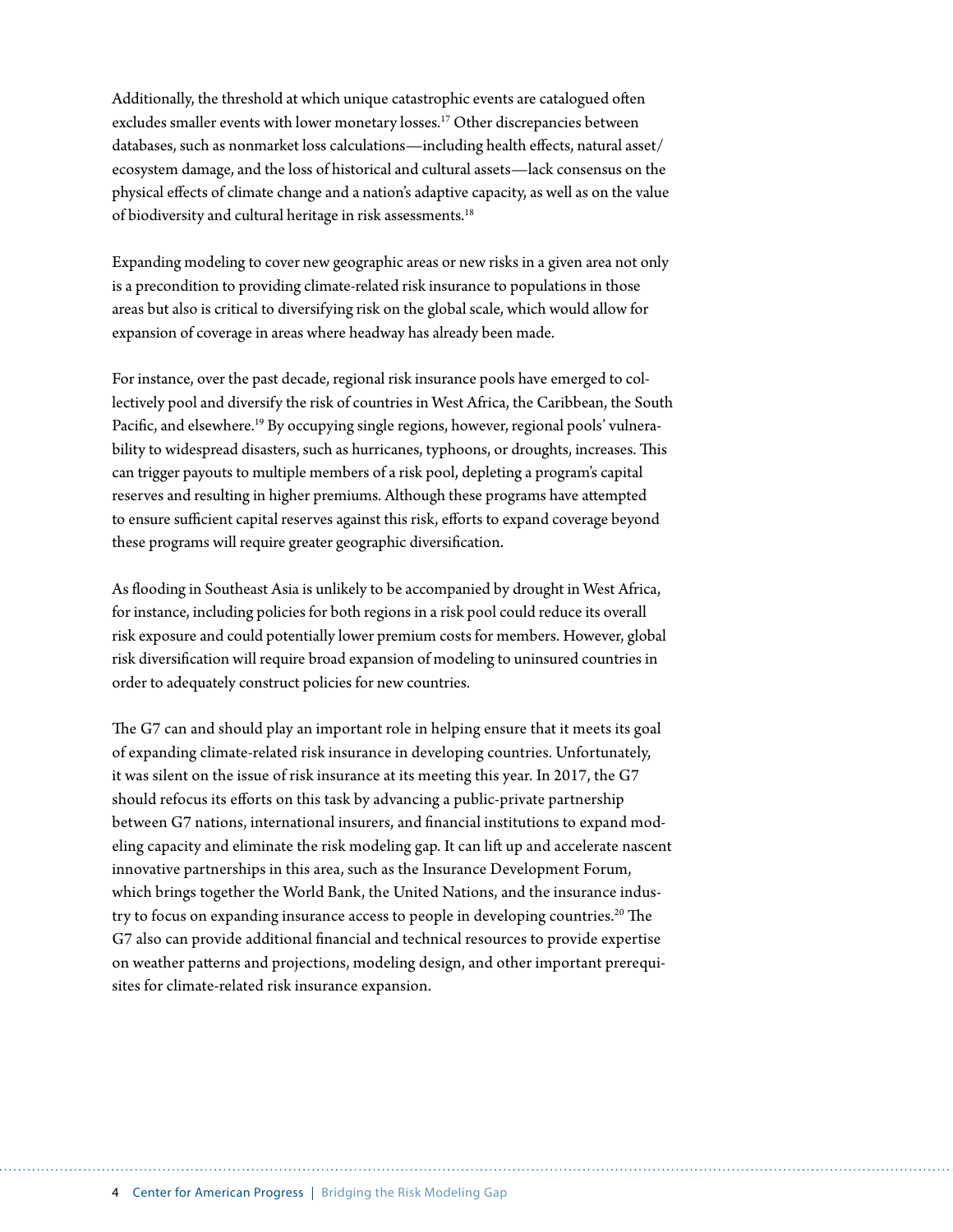Additionally, the threshold at which unique catastrophic events are catalogued often excludes smaller events with lower monetary losses.[17] Other discrepancies between databases, such as nonmarket loss calculations—including health effects, natural asset/ecosystem damage, and the loss of historical and cultural assets—lack consensus on the physical effects of climate change and a nation's adaptive capacity, as well as on the value of biodiversity and cultural heritage in risk assessments.[18]

Expanding modeling to cover new geographic areas or new risks in a given area not only is a precondition to providing climate-related risk insurance to populations in those areas but also is critical to diversifying risk on the global scale, which would allow for expansion of coverage in areas where headway has already been made.

For instance, over the past decade, regional risk insurance pools have emerged to collectively pool and diversify the risk of countries in West Africa, the Caribbean, the South Pacific, and elsewhere.[19] By occupying single regions, however, regional pools' vulnerability to widespread disasters, such as hurricanes, typhoons, or droughts, increases. This can trigger payouts to multiple members of a risk pool, depleting a program's capital reserves and resulting in higher premiums. Although these programs have attempted to ensure sufficient capital reserves against this risk, efforts to expand coverage beyond these programs will require greater geographic diversification.

As flooding in Southeast Asia is unlikely to be accompanied by drought in West Africa, for instance, including policies for both regions in a risk pool could reduce its overall risk exposure and could potentially lower premium costs for members. However, global risk diversification will require broad expansion of modeling to uninsured countries in order to adequately construct policies for new countries.

The G7 can and should play an important role in helping ensure that it meets its goal of expanding climate-related risk insurance in developing countries. Unfortunately, it was silent on the issue of risk insurance at its meeting this year. In 2017, the G7 should refocus its efforts on this task by advancing a public-private partnership between G7 nations, international insurers, and financial institutions to expand modeling capacity and eliminate the risk modeling gap. It can lift up and accelerate nascent innovative partnerships in this area, such as the Insurance Development Forum, which brings together the World Bank, the United Nations, and the insurance industry to focus on expanding insurance access to people in developing countries.[20] The G7 also can provide additional financial and technical resources to provide expertise on weather patterns and projections, modeling design, and other important prerequisites for climate-related risk insurance expansion.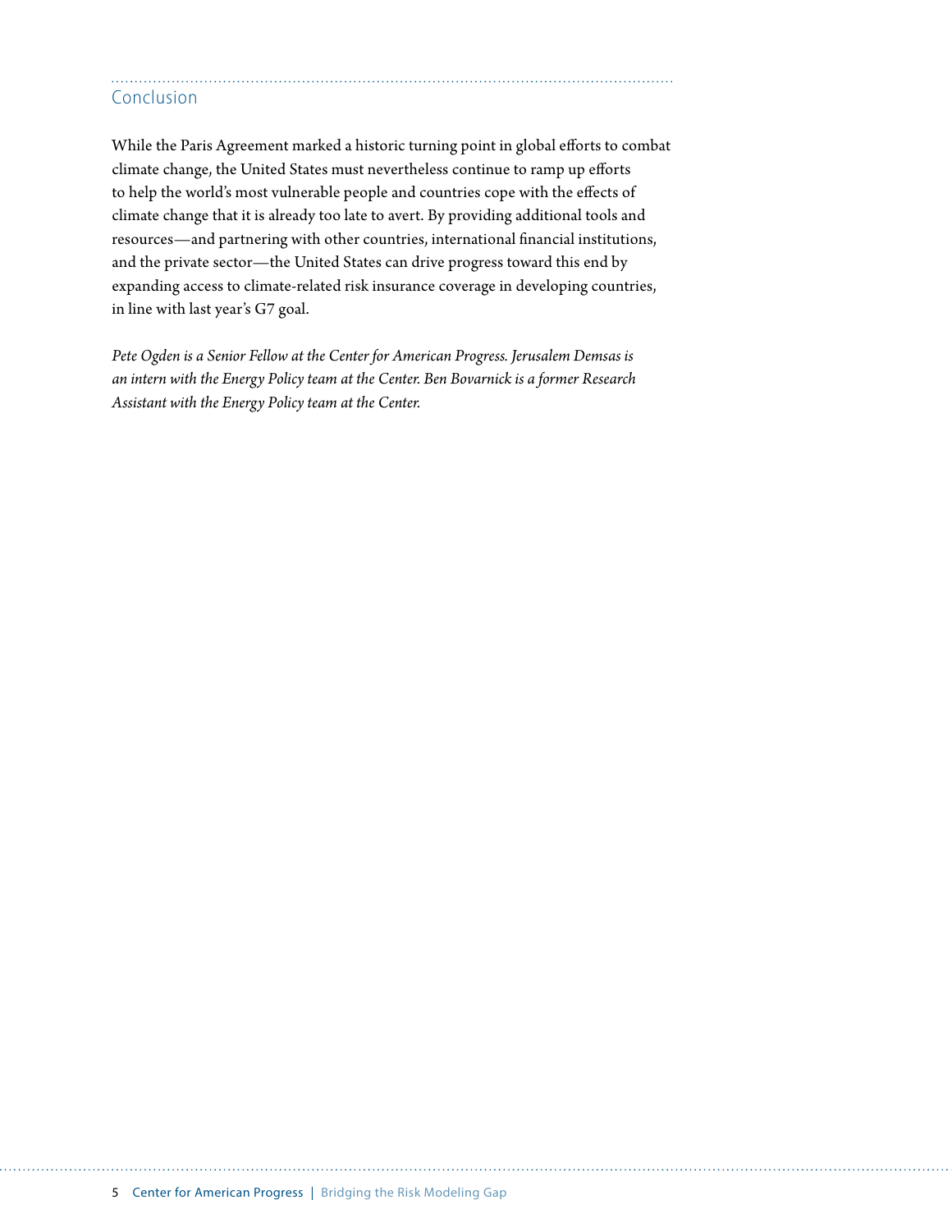## Conclusion

While the Paris Agreement marked a historic turning point in global efforts to combat climate change, the United States must nevertheless continue to ramp up efforts to help the world's most vulnerable people and countries cope with the effects of climate change that it is already too late to avert. By providing additional tools and resources—and partnering with other countries, international financial institutions, and the private sector—the United States can drive progress toward this end by expanding access to climate-related risk insurance coverage in developing countries, in line with last year's G7 goal.

*Pete Ogden is a Senior Fellow at the Center for American Progress. Jerusalem Demsas is an intern with the Energy Policy team at the Center. Ben Bovarnick is a former Research Assistant with the Energy Policy team at the Center.*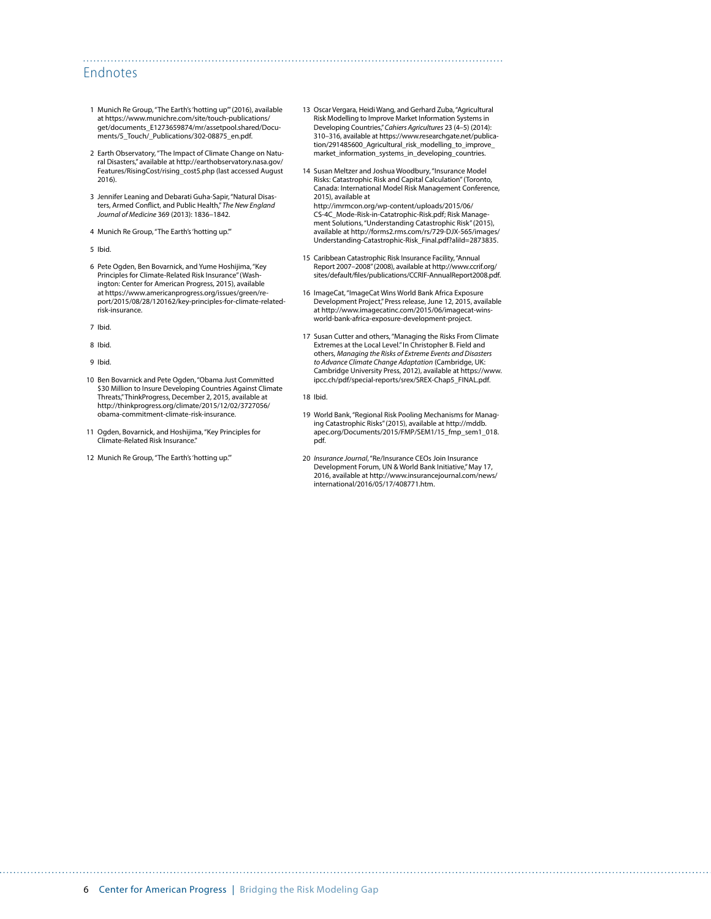## Endnotes

1 Munich Re Group, "The Earth's 'hotting up'" (2016), available at https://www.munichre.com/site/touch-publications/get/documents_E1273659874/mr/assetpool.shared/Documents/5_Touch/_Publications/302-08875_en.pdf.

2 Earth Observatory, "The Impact of Climate Change on Natural Disasters," available at http://earthobservatory.nasa.gov/Features/RisingCost/rising_cost5.php (last accessed August 2016).

3 Jennifer Leaning and Debarati Guha-Sapir, "Natural Disasters, Armed Conflict, and Public Health," *The New England Journal of Medicine* 369 (2013): 1836–1842.

4 Munich Re Group, "The Earth's 'hotting up.'"

5 Ibid.

6 Pete Ogden, Ben Bovarnick, and Yume Hoshijima, "Key Principles for Climate-Related Risk Insurance" (Washington: Center for American Progress, 2015), available at https://www.americanprogress.org/issues/green/report/2015/08/28/120162/key-principles-for-climate-related-risk-insurance.

7 Ibid.

8 Ibid.

9 Ibid.

10 Ben Bovarnick and Pete Ogden, "Obama Just Committed $30 Million to Insure Developing Countries Against Climate Threats," ThinkProgress, December 2, 2015, available at http://thinkprogress.org/climate/2015/12/02/3727056/obama-commitment-climate-risk-insurance.

11 Ogden, Bovarnick, and Hoshijima, "Key Principles for Climate-Related Risk Insurance."

12 Munich Re Group, "The Earth's 'hotting up.'"

13 Oscar Vergara, Heidi Wang, and Gerhard Zuba, "Agricultural Risk Modelling to Improve Market Information Systems in Developing Countries," *Cahiers Agricultures* 23 (4–5) (2014): 310–316, available at https://www.researchgate.net/publication/291485600_Agricultural_risk_modelling_to_improve_market_information_systems_in_developing_countries.

14 Susan Meltzer and Joshua Woodbury, "Insurance Model Risks: Catastrophic Risk and Capital Calculation" (Toronto, Canada: International Model Risk Management Conference, 2015), available at http://imrmcon.org/wp-content/uploads/2015/06/CS-4C_Mode-Risk-in-Catatrophic-Risk.pdf; Risk Management Solutions, "Understanding Catastrophic Risk" (2015), available at http://forms2.rms.com/rs/729-DJX-565/images/Understanding-Catastrophic-Risk_Final.pdf?alild=2873835.

15 Caribbean Catastrophic Risk Insurance Facility, "Annual Report 2007–2008" (2008), available at http://www.ccrif.org/sites/default/files/publications/CCRIF-AnnualReport2008.pdf.

16 ImageCat, "ImageCat Wins World Bank Africa Exposure Development Project," Press release, June 12, 2015, available at http://www.imagecatinc.com/2015/06/imagecat-wins-world-bank-africa-exposure-development-project.

17 Susan Cutter and others, "Managing the Risks From Climate Extremes at the Local Level." In Christopher B. Field and others, *Managing the Risks of Extreme Events and Disasters to Advance Climate Change Adaptation* (Cambridge, UK: Cambridge University Press, 2012), available at https://www.ipcc.ch/pdf/special-reports/srex/SREX-Chap5_FINAL.pdf.

18 Ibid.

19 World Bank, "Regional Risk Pooling Mechanisms for Managing Catastrophic Risks" (2015), available at http://mddb.apec.org/Documents/2015/FMP/SEM1/15_fmp_sem1_018.pdf.

20 *Insurance Journal*, "Re/Insurance CEOs Join Insurance Development Forum, UN & World Bank Initiative," May 17, 2016, available at http://www.insurancejournal.com/news/international/2016/05/17/408771.htm.